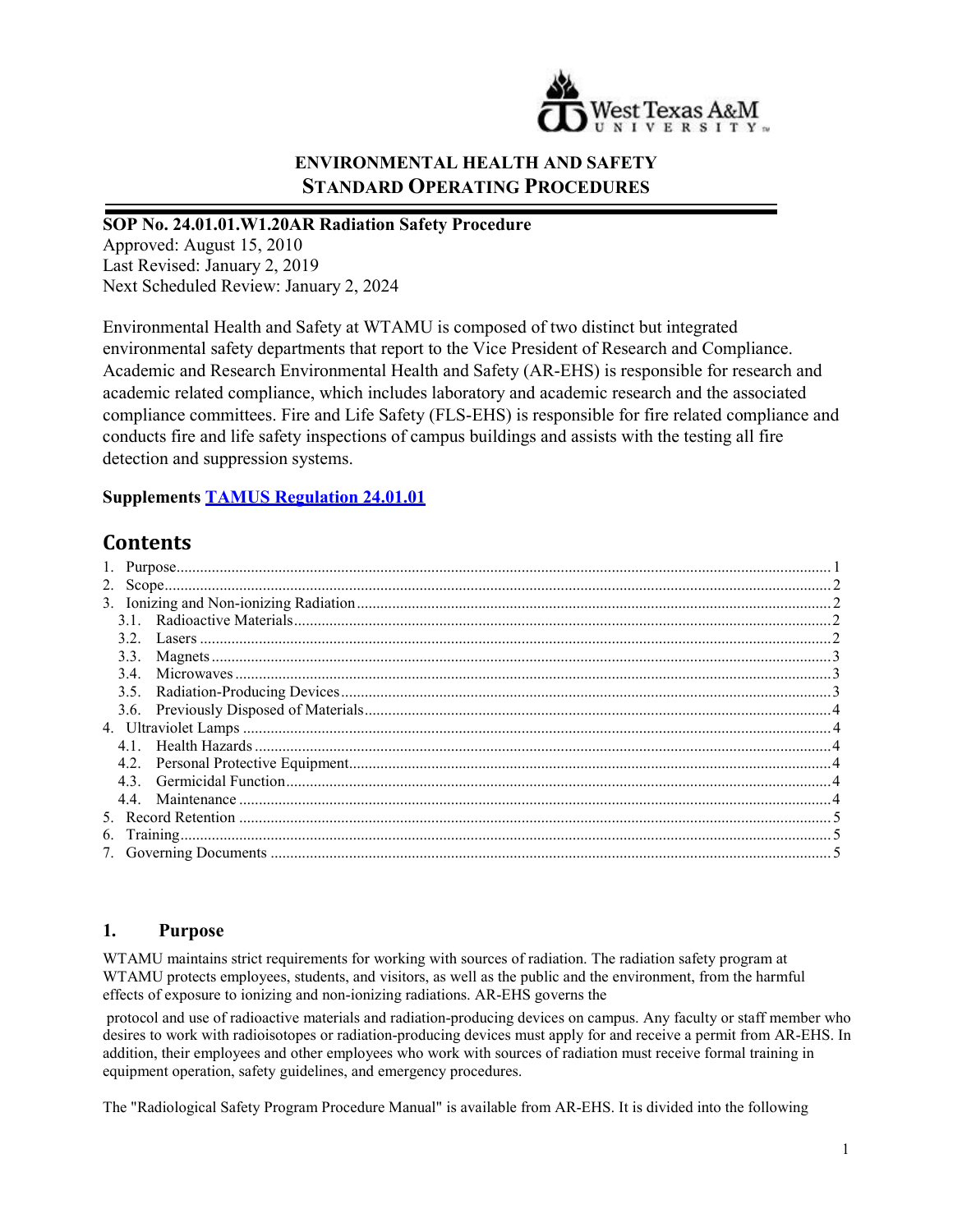**ENVIRONMENTAL HEALTH AND SAFETY**
**STANDARD OPERATING PROCEDURES**

**SOP No. 24.01.01.W1.20AR Radiation Safety Procedure**
Approved: August 15, 2010
Last Revised: January 2, 2019
Next Scheduled Review: January 2, 2024

Environmental Health and Safety at WTAMU is composed of two distinct but integrated environmental safety departments that report to the Vice President of Research and Compliance. Academic and Research Environmental Health and Safety (AR-EHS) is responsible for research and academic related compliance, which includes laboratory and academic research and the associated compliance committees. Fire and Life Safety (FLS-EHS) is responsible for fire related compliance and conducts fire and life safety inspections of campus buildings and assists with the testing all fire detection and suppression systems.

**Supplements [TAMUS Regulation 24.01.01]**

## Contents

1. Purpose ........ 1
2. Scope ........ 2
3. Ionizing and Non-ionizing Radiation ........ 2
   - 3.1. Radioactive Materials ........ 2
   - 3.2. Lasers ........ 2
   - 3.3. Magnets ........ 3
   - 3.4. Microwaves ........ 3
   - 3.5. Radiation-Producing Devices ........ 3
   - 3.6. Previously Disposed of Materials ........ 4
4. Ultraviolet Lamps ........ 4
   - 4.1. Health Hazards ........ 4
   - 4.2. Personal Protective Equipment ........ 4
   - 4.3. Germicidal Function ........ 4
   - 4.4. Maintenance ........ 4
5. Record Retention ........ 5
6. Training ........ 5
7. Governing Documents ........ 5

## 1. Purpose

WTAMU maintains strict requirements for working with sources of radiation. The radiation safety program at WTAMU protects employees, students, and visitors, as well as the public and the environment, from the harmful effects of exposure to ionizing and non-ionizing radiations. AR-EHS governs the protocol and use of radioactive materials and radiation-producing devices on campus. Any faculty or staff member who desires to work with radioisotopes or radiation-producing devices must apply for and receive a permit from AR-EHS. In addition, their employees and other employees who work with sources of radiation must receive formal training in equipment operation, safety guidelines, and emergency procedures.

The "Radiological Safety Program Procedure Manual" is available from AR-EHS. It is divided into the following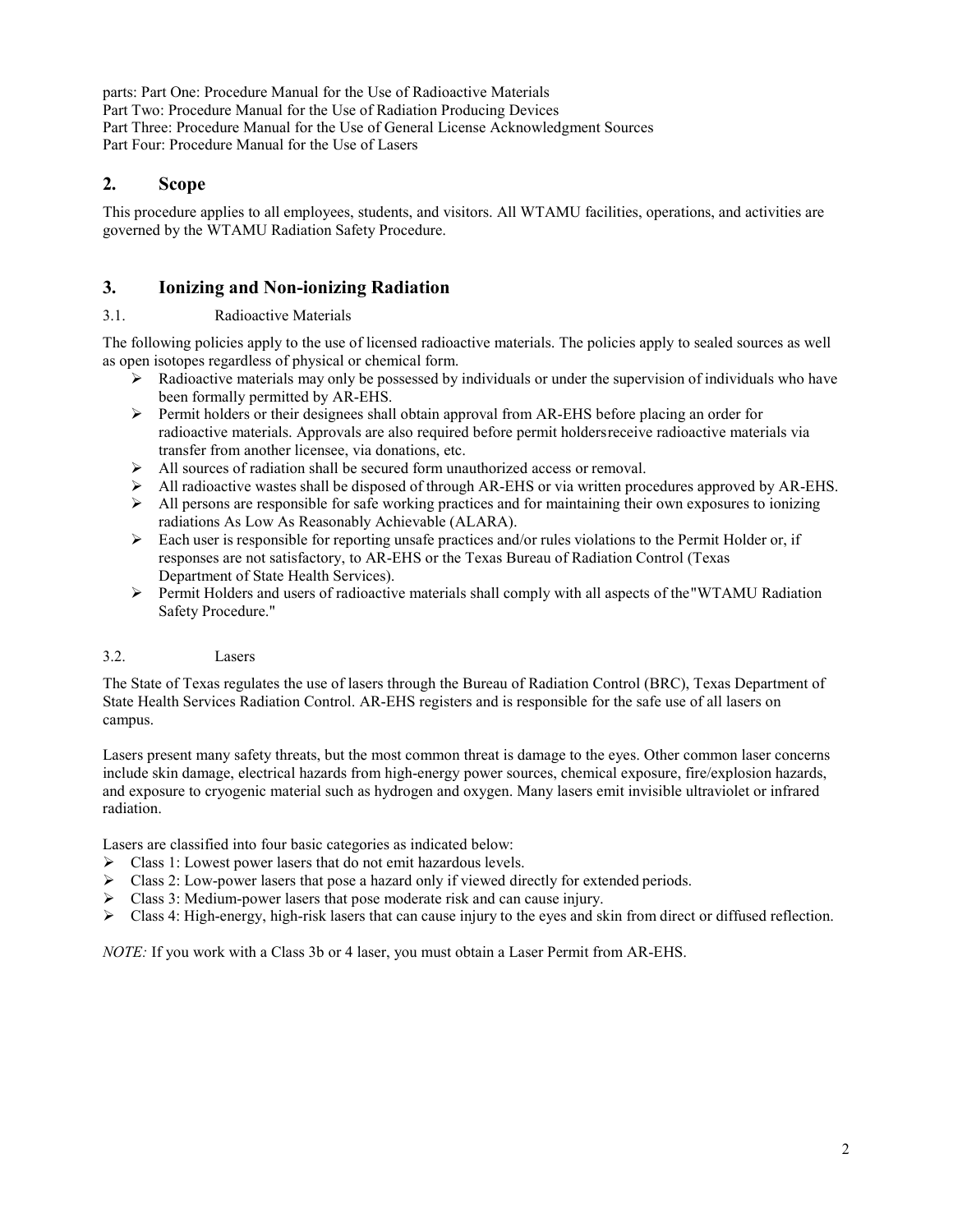parts: Part One: Procedure Manual for the Use of Radioactive Materials
Part Two: Procedure Manual for the Use of Radiation Producing Devices
Part Three: Procedure Manual for the Use of General License Acknowledgment Sources
Part Four: Procedure Manual for the Use of Lasers

## 2. Scope

This procedure applies to all employees, students, and visitors. All WTAMU facilities, operations, and activities are governed by the WTAMU Radiation Safety Procedure.

## 3. Ionizing and Non-ionizing Radiation

### 3.1. Radioactive Materials

The following policies apply to the use of licensed radioactive materials. The policies apply to sealed sources as well as open isotopes regardless of physical or chemical form.

- Radioactive materials may only be possessed by individuals or under the supervision of individuals who have been formally permitted by AR-EHS.
- Permit holders or their designees shall obtain approval from AR-EHS before placing an order for radioactive materials. Approvals are also required before permit holdersreceive radioactive materials via transfer from another licensee, via donations, etc.
- All sources of radiation shall be secured form unauthorized access or removal.
- All radioactive wastes shall be disposed of through AR-EHS or via written procedures approved by AR-EHS.
- All persons are responsible for safe working practices and for maintaining their own exposures to ionizing radiations As Low As Reasonably Achievable (ALARA).
- Each user is responsible for reporting unsafe practices and/or rules violations to the Permit Holder or, if responses are not satisfactory, to AR-EHS or the Texas Bureau of Radiation Control (Texas Department of State Health Services).
- Permit Holders and users of radioactive materials shall comply with all aspects of the"WTAMU Radiation Safety Procedure."

### 3.2. Lasers

The State of Texas regulates the use of lasers through the Bureau of Radiation Control (BRC), Texas Department of State Health Services Radiation Control. AR-EHS registers and is responsible for the safe use of all lasers on campus.

Lasers present many safety threats, but the most common threat is damage to the eyes. Other common laser concerns include skin damage, electrical hazards from high-energy power sources, chemical exposure, fire/explosion hazards, and exposure to cryogenic material such as hydrogen and oxygen. Many lasers emit invisible ultraviolet or infrared radiation.

Lasers are classified into four basic categories as indicated below:

- Class 1: Lowest power lasers that do not emit hazardous levels.
- Class 2: Low-power lasers that pose a hazard only if viewed directly for extended periods.
- Class 3: Medium-power lasers that pose moderate risk and can cause injury.
- Class 4: High-energy, high-risk lasers that can cause injury to the eyes and skin from direct or diffused reflection.

*NOTE:* If you work with a Class 3b or 4 laser, you must obtain a Laser Permit from AR-EHS.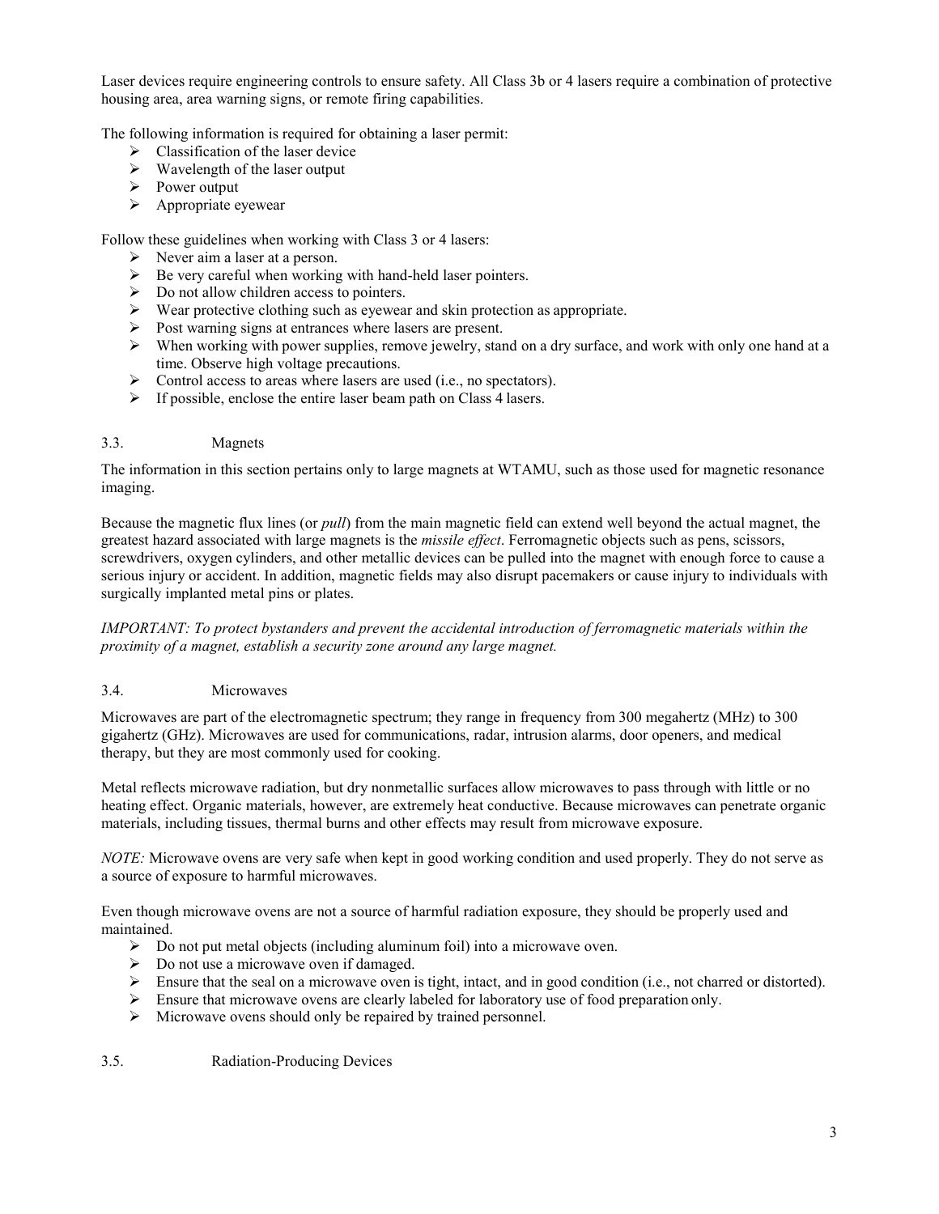Laser devices require engineering controls to ensure safety. All Class 3b or 4 lasers require a combination of protective housing area, area warning signs, or remote firing capabilities.

The following information is required for obtaining a laser permit:

- Classification of the laser device
- Wavelength of the laser output
- Power output
- Appropriate eyewear

Follow these guidelines when working with Class 3 or 4 lasers:

- Never aim a laser at a person.
- Be very careful when working with hand-held laser pointers.
- Do not allow children access to pointers.
- Wear protective clothing such as eyewear and skin protection as appropriate.
- Post warning signs at entrances where lasers are present.
- When working with power supplies, remove jewelry, stand on a dry surface, and work with only one hand at a time. Observe high voltage precautions.
- Control access to areas where lasers are used (i.e., no spectators).
- If possible, enclose the entire laser beam path on Class 4 lasers.

### 3.3. Magnets

The information in this section pertains only to large magnets at WTAMU, such as those used for magnetic resonance imaging.

Because the magnetic flux lines (or *pull*) from the main magnetic field can extend well beyond the actual magnet, the greatest hazard associated with large magnets is the *missile effect*. Ferromagnetic objects such as pens, scissors, screwdrivers, oxygen cylinders, and other metallic devices can be pulled into the magnet with enough force to cause a serious injury or accident. In addition, magnetic fields may also disrupt pacemakers or cause injury to individuals with surgically implanted metal pins or plates.

*IMPORTANT: To protect bystanders and prevent the accidental introduction of ferromagnetic materials within the proximity of a magnet, establish a security zone around any large magnet.*

### 3.4. Microwaves

Microwaves are part of the electromagnetic spectrum; they range in frequency from 300 megahertz (MHz) to 300 gigahertz (GHz). Microwaves are used for communications, radar, intrusion alarms, door openers, and medical therapy, but they are most commonly used for cooking.

Metal reflects microwave radiation, but dry nonmetallic surfaces allow microwaves to pass through with little or no heating effect. Organic materials, however, are extremely heat conductive. Because microwaves can penetrate organic materials, including tissues, thermal burns and other effects may result from microwave exposure.

*NOTE:* Microwave ovens are very safe when kept in good working condition and used properly. They do not serve as a source of exposure to harmful microwaves.

Even though microwave ovens are not a source of harmful radiation exposure, they should be properly used and maintained.

- Do not put metal objects (including aluminum foil) into a microwave oven.
- Do not use a microwave oven if damaged.
- Ensure that the seal on a microwave oven is tight, intact, and in good condition (i.e., not charred or distorted).
- Ensure that microwave ovens are clearly labeled for laboratory use of food preparation only.
- Microwave ovens should only be repaired by trained personnel.

### 3.5. Radiation-Producing Devices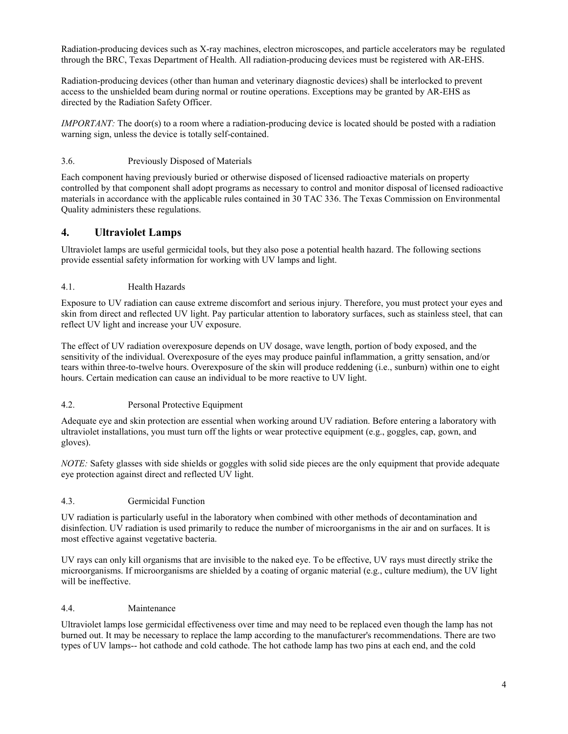Radiation-producing devices such as X-ray machines, electron microscopes, and particle accelerators may be regulated through the BRC, Texas Department of Health. All radiation-producing devices must be registered with AR-EHS.

Radiation-producing devices (other than human and veterinary diagnostic devices) shall be interlocked to prevent access to the unshielded beam during normal or routine operations. Exceptions may be granted by AR-EHS as directed by the Radiation Safety Officer.

*IMPORTANT:* The door(s) to a room where a radiation-producing device is located should be posted with a radiation warning sign, unless the device is totally self-contained.

### 3.6. Previously Disposed of Materials

Each component having previously buried or otherwise disposed of licensed radioactive materials on property controlled by that component shall adopt programs as necessary to control and monitor disposal of licensed radioactive materials in accordance with the applicable rules contained in 30 TAC 336. The Texas Commission on Environmental Quality administers these regulations.

## 4. Ultraviolet Lamps

Ultraviolet lamps are useful germicidal tools, but they also pose a potential health hazard. The following sections provide essential safety information for working with UV lamps and light.

### 4.1. Health Hazards

Exposure to UV radiation can cause extreme discomfort and serious injury. Therefore, you must protect your eyes and skin from direct and reflected UV light. Pay particular attention to laboratory surfaces, such as stainless steel, that can reflect UV light and increase your UV exposure.

The effect of UV radiation overexposure depends on UV dosage, wave length, portion of body exposed, and the sensitivity of the individual. Overexposure of the eyes may produce painful inflammation, a gritty sensation, and/or tears within three-to-twelve hours. Overexposure of the skin will produce reddening (i.e., sunburn) within one to eight hours. Certain medication can cause an individual to be more reactive to UV light.

### 4.2. Personal Protective Equipment

Adequate eye and skin protection are essential when working around UV radiation. Before entering a laboratory with ultraviolet installations, you must turn off the lights or wear protective equipment (e.g., goggles, cap, gown, and gloves).

*NOTE:* Safety glasses with side shields or goggles with solid side pieces are the only equipment that provide adequate eye protection against direct and reflected UV light.

### 4.3. Germicidal Function

UV radiation is particularly useful in the laboratory when combined with other methods of decontamination and disinfection. UV radiation is used primarily to reduce the number of microorganisms in the air and on surfaces. It is most effective against vegetative bacteria.

UV rays can only kill organisms that are invisible to the naked eye. To be effective, UV rays must directly strike the microorganisms. If microorganisms are shielded by a coating of organic material (e.g., culture medium), the UV light will be ineffective.

### 4.4. Maintenance

Ultraviolet lamps lose germicidal effectiveness over time and may need to be replaced even though the lamp has not burned out. It may be necessary to replace the lamp according to the manufacturer's recommendations. There are two types of UV lamps-- hot cathode and cold cathode. The hot cathode lamp has two pins at each end, and the cold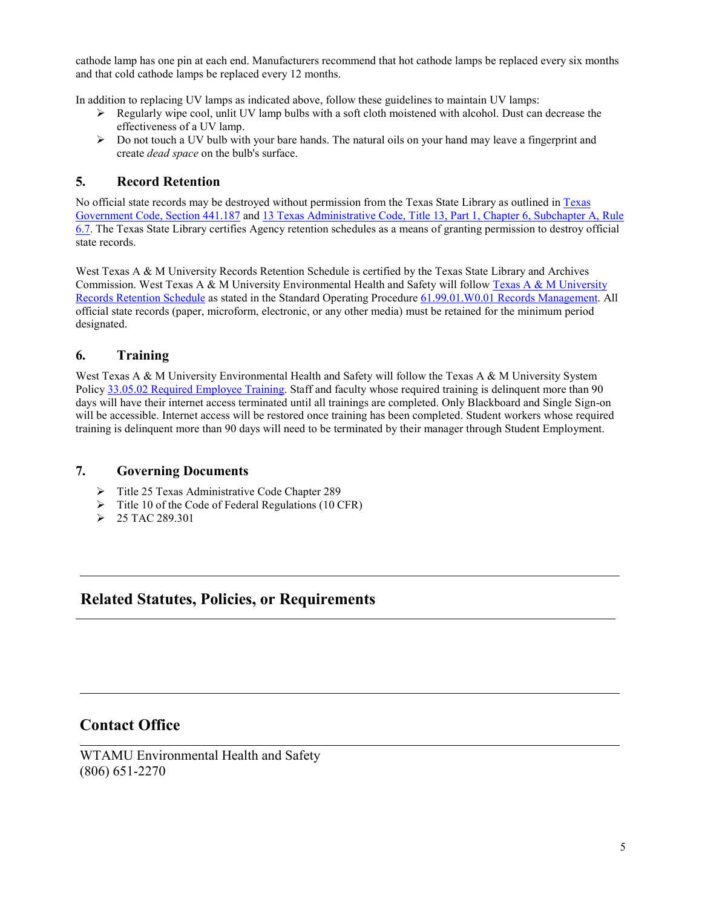cathode lamp has one pin at each end. Manufacturers recommend that hot cathode lamps be replaced every six months and that cold cathode lamps be replaced every 12 months.

In addition to replacing UV lamps as indicated above, follow these guidelines to maintain UV lamps:

- Regularly wipe cool, unlit UV lamp bulbs with a soft cloth moistened with alcohol. Dust can decrease the effectiveness of a UV lamp.
- Do not touch a UV bulb with your bare hands. The natural oils on your hand may leave a fingerprint and create *dead space* on the bulb's surface.

## 5. Record Retention

No official state records may be destroyed without permission from the Texas State Library as outlined in [Texas Government Code, Section 441.187](#) and [13 Texas Administrative Code, Title 13, Part 1, Chapter 6, Subchapter A, Rule 6.7](#). The Texas State Library certifies Agency retention schedules as a means of granting permission to destroy official state records.

West Texas A & M University Records Retention Schedule is certified by the Texas State Library and Archives Commission. West Texas A & M University Environmental Health and Safety will follow [Texas A & M University Records Retention Schedule](#) as stated in the Standard Operating Procedure [61.99.01.W0.01 Records Management](#). All official state records (paper, microform, electronic, or any other media) must be retained for the minimum period designated.

## 6. Training

West Texas A & M University Environmental Health and Safety will follow the Texas A & M University System Policy [33.05.02 Required Employee Training](#). Staff and faculty whose required training is delinquent more than 90 days will have their internet access terminated until all trainings are completed. Only Blackboard and Single Sign-on will be accessible. Internet access will be restored once training has been completed. Student workers whose required training is delinquent more than 90 days will need to be terminated by their manager through Student Employment.

## 7. Governing Documents

- Title 25 Texas Administrative Code Chapter 289
- Title 10 of the Code of Federal Regulations (10 CFR)
- 25 TAC 289.301

---

# Related Statutes, Policies, or Requirements

---

# Contact Office

WTAMU Environmental Health and Safety
(806) 651-2270